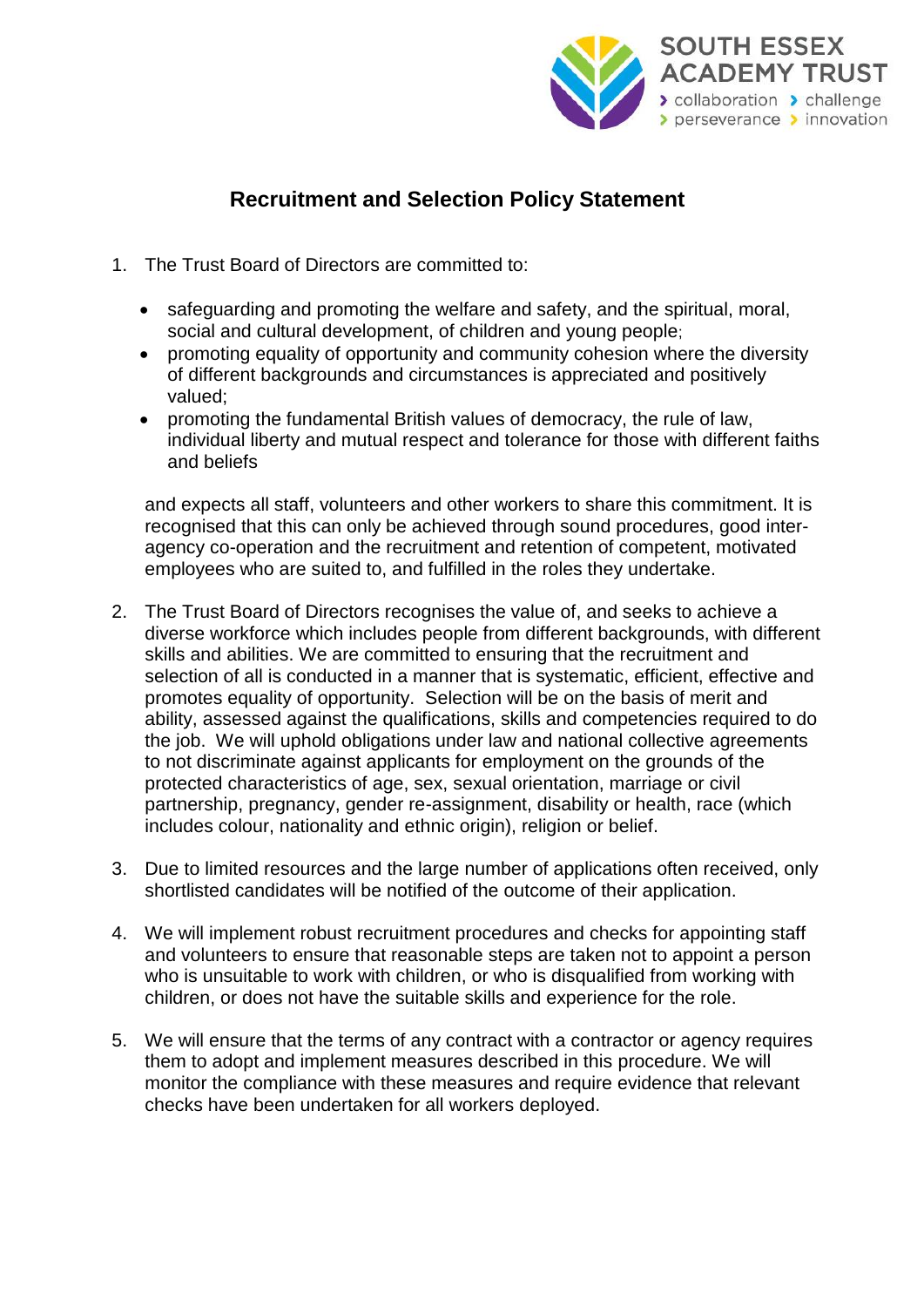SOUTH ESSEX ACADEMY TRUST

› collaboration › challenge › perseverance › innovation

# Recruitment and Selection Policy Statement

1. The Trust Board of Directors are committed to:

   - safeguarding and promoting the welfare and safety, and the spiritual, moral, social and cultural development, of children and young people;
   - promoting equality of opportunity and community cohesion where the diversity of different backgrounds and circumstances is appreciated and positively valued;
   - promoting the fundamental British values of democracy, the rule of law, individual liberty and mutual respect and tolerance for those with different faiths and beliefs

   and expects all staff, volunteers and other workers to share this commitment. It is recognised that this can only be achieved through sound procedures, good inter-agency co-operation and the recruitment and retention of competent, motivated employees who are suited to, and fulfilled in the roles they undertake.

2. The Trust Board of Directors recognises the value of, and seeks to achieve a diverse workforce which includes people from different backgrounds, with different skills and abilities. We are committed to ensuring that the recruitment and selection of all is conducted in a manner that is systematic, efficient, effective and promotes equality of opportunity. Selection will be on the basis of merit and ability, assessed against the qualifications, skills and competencies required to do the job. We will uphold obligations under law and national collective agreements to not discriminate against applicants for employment on the grounds of the protected characteristics of age, sex, sexual orientation, marriage or civil partnership, pregnancy, gender re-assignment, disability or health, race (which includes colour, nationality and ethnic origin), religion or belief.

3. Due to limited resources and the large number of applications often received, only shortlisted candidates will be notified of the outcome of their application.

4. We will implement robust recruitment procedures and checks for appointing staff and volunteers to ensure that reasonable steps are taken not to appoint a person who is unsuitable to work with children, or who is disqualified from working with children, or does not have the suitable skills and experience for the role.

5. We will ensure that the terms of any contract with a contractor or agency requires them to adopt and implement measures described in this procedure. We will monitor the compliance with these measures and require evidence that relevant checks have been undertaken for all workers deployed.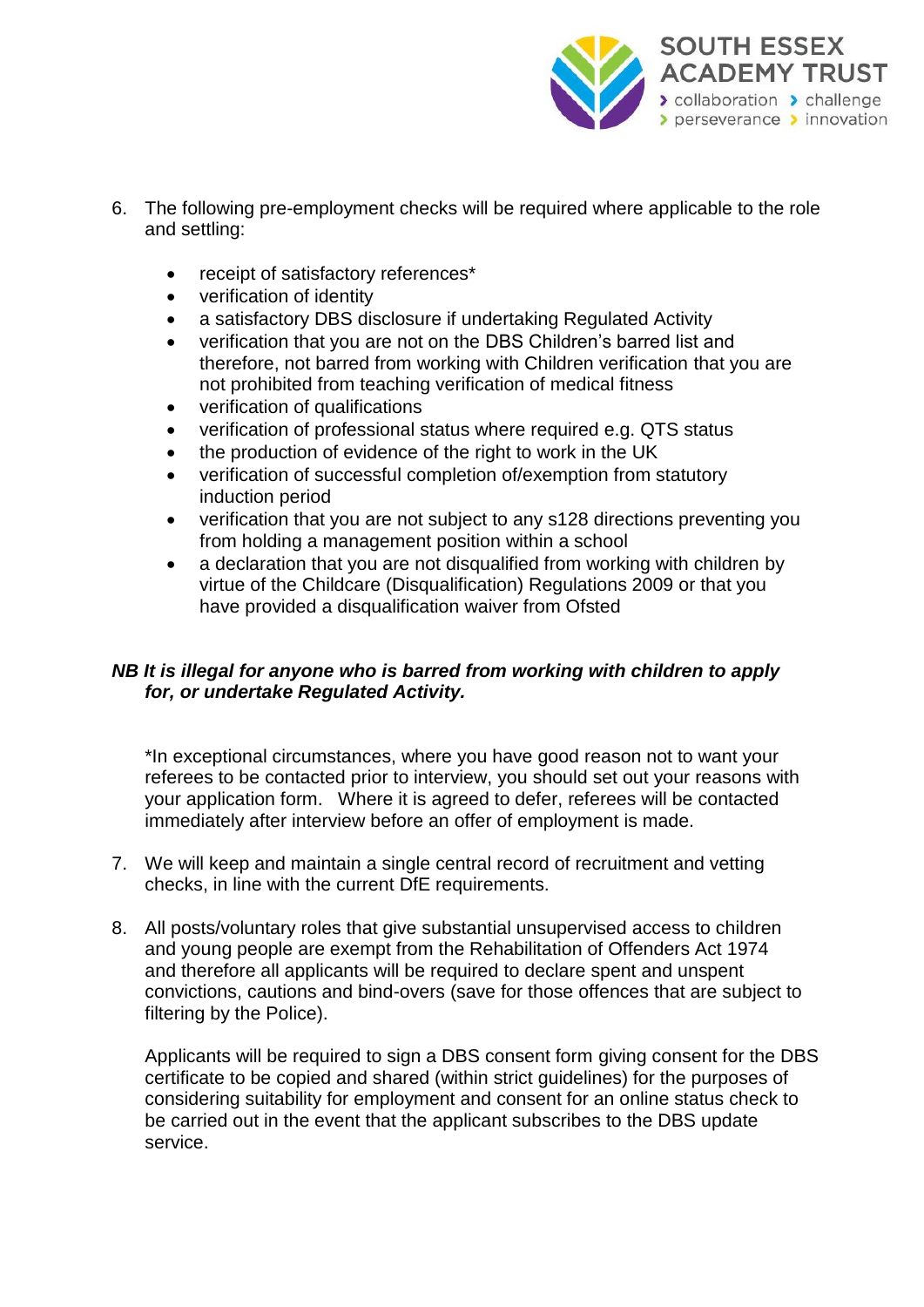6. The following pre-employment checks will be required where applicable to the role and settling:

    - receipt of satisfactory references*
    - verification of identity
    - a satisfactory DBS disclosure if undertaking Regulated Activity
    - verification that you are not on the DBS Children's barred list and therefore, not barred from working with Children verification that you are not prohibited from teaching verification of medical fitness
    - verification of qualifications
    - verification of professional status where required e.g. QTS status
    - the production of evidence of the right to work in the UK
    - verification of successful completion of/exemption from statutory induction period
    - verification that you are not subject to any s128 directions preventing you from holding a management position within a school
    - a declaration that you are not disqualified from working with children by virtue of the Childcare (Disqualification) Regulations 2009 or that you have provided a disqualification waiver from Ofsted

***NB It is illegal for anyone who is barred from working with children to apply for, or undertake Regulated Activity.***

*In exceptional circumstances, where you have good reason not to want your referees to be contacted prior to interview, you should set out your reasons with your application form. Where it is agreed to defer, referees will be contacted immediately after interview before an offer of employment is made.

7. We will keep and maintain a single central record of recruitment and vetting checks, in line with the current DfE requirements.

8. All posts/voluntary roles that give substantial unsupervised access to children and young people are exempt from the Rehabilitation of Offenders Act 1974 and therefore all applicants will be required to declare spent and unspent convictions, cautions and bind-overs (save for those offences that are subject to filtering by the Police).

    Applicants will be required to sign a DBS consent form giving consent for the DBS certificate to be copied and shared (within strict guidelines) for the purposes of considering suitability for employment and consent for an online status check to be carried out in the event that the applicant subscribes to the DBS update service.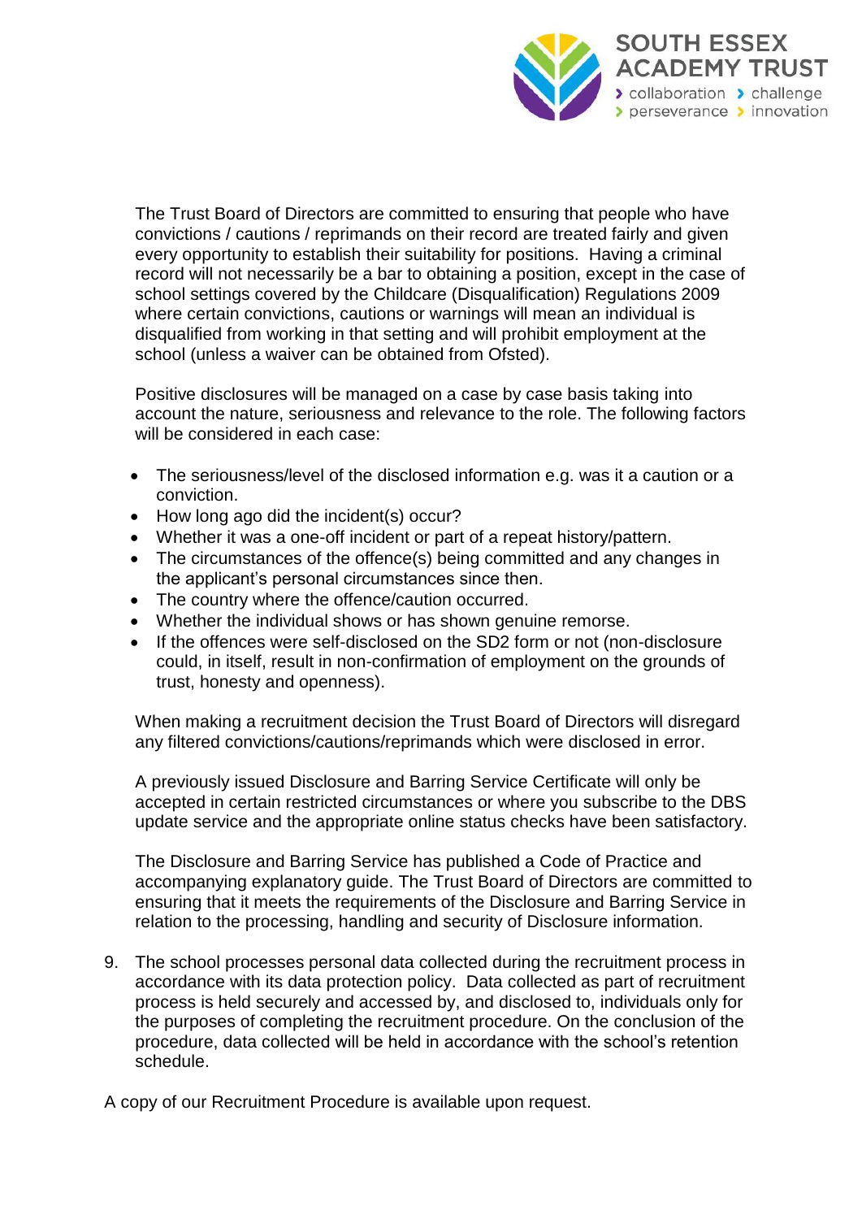The Trust Board of Directors are committed to ensuring that people who have convictions / cautions / reprimands on their record are treated fairly and given every opportunity to establish their suitability for positions. Having a criminal record will not necessarily be a bar to obtaining a position, except in the case of school settings covered by the Childcare (Disqualification) Regulations 2009 where certain convictions, cautions or warnings will mean an individual is disqualified from working in that setting and will prohibit employment at the school (unless a waiver can be obtained from Ofsted).

Positive disclosures will be managed on a case by case basis taking into account the nature, seriousness and relevance to the role. The following factors will be considered in each case:

- The seriousness/level of the disclosed information e.g. was it a caution or a conviction.
- How long ago did the incident(s) occur?
- Whether it was a one-off incident or part of a repeat history/pattern.
- The circumstances of the offence(s) being committed and any changes in the applicant's personal circumstances since then.
- The country where the offence/caution occurred.
- Whether the individual shows or has shown genuine remorse.
- If the offences were self-disclosed on the SD2 form or not (non-disclosure could, in itself, result in non-confirmation of employment on the grounds of trust, honesty and openness).

When making a recruitment decision the Trust Board of Directors will disregard any filtered convictions/cautions/reprimands which were disclosed in error.

A previously issued Disclosure and Barring Service Certificate will only be accepted in certain restricted circumstances or where you subscribe to the DBS update service and the appropriate online status checks have been satisfactory.

The Disclosure and Barring Service has published a Code of Practice and accompanying explanatory guide. The Trust Board of Directors are committed to ensuring that it meets the requirements of the Disclosure and Barring Service in relation to the processing, handling and security of Disclosure information.

9. The school processes personal data collected during the recruitment process in accordance with its data protection policy. Data collected as part of recruitment process is held securely and accessed by, and disclosed to, individuals only for the purposes of completing the recruitment procedure. On the conclusion of the procedure, data collected will be held in accordance with the school's retention schedule.

A copy of our Recruitment Procedure is available upon request.